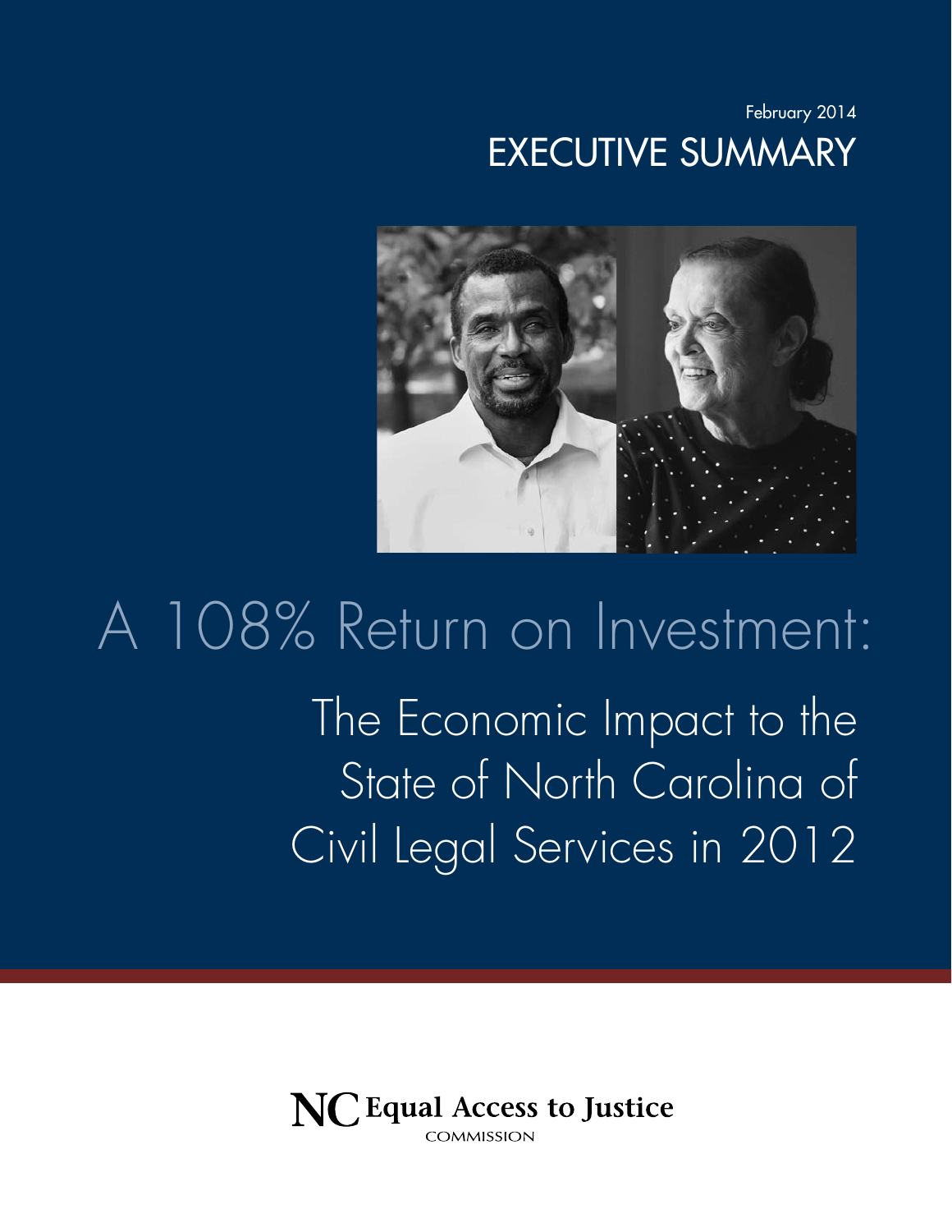February 2014

# EXECUTIVE SUMMARY

# A 108% Return on Investment:

## The Economic Impact to the State of North Carolina of Civil Legal Services in 2012

NC Equal Access to Justice COMMISSION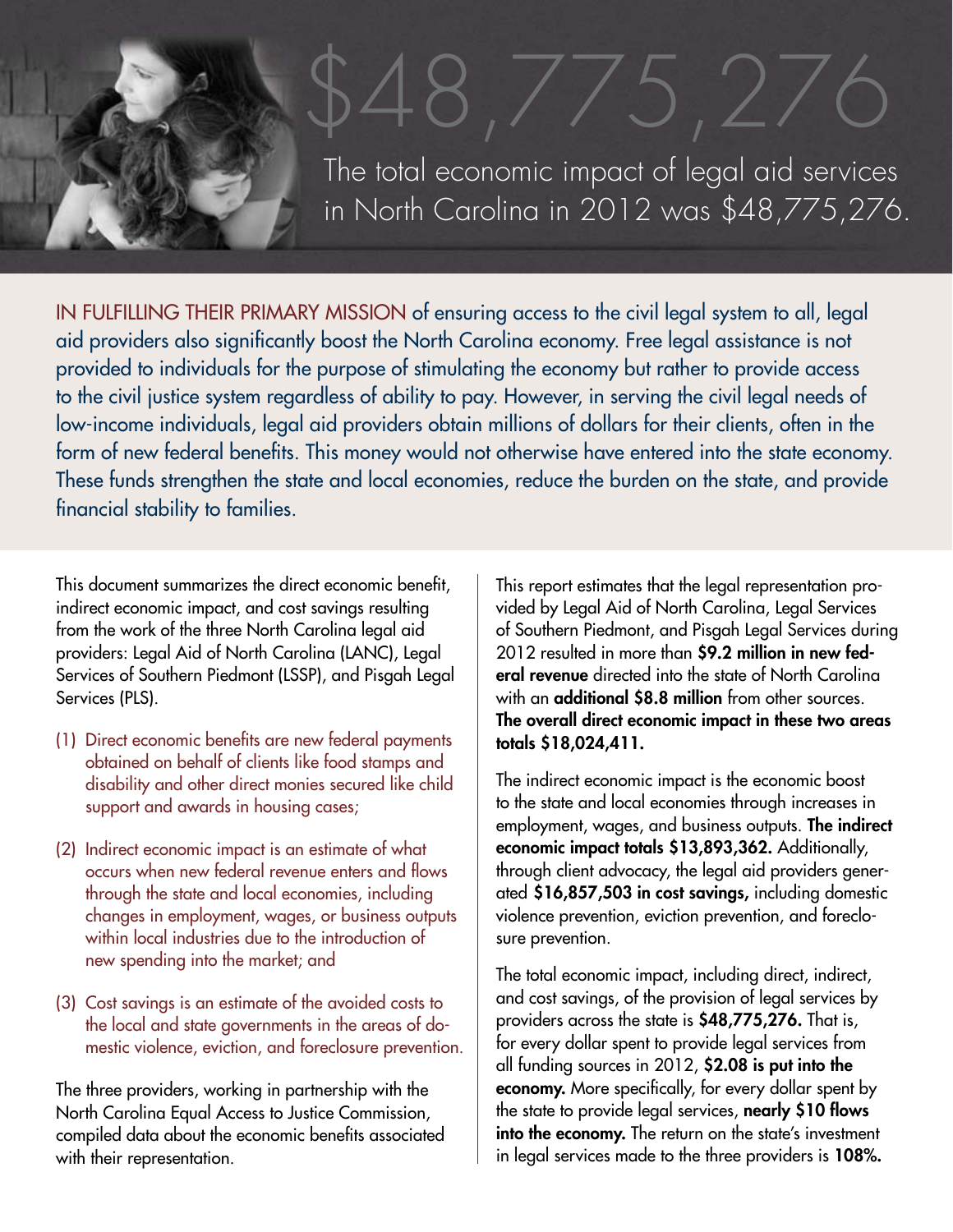# $48,775,276

The total economic impact of legal aid services in North Carolina in 2012 was $48,775,276.

IN FULFILLING THEIR PRIMARY MISSION of ensuring access to the civil legal system to all, legal aid providers also significantly boost the North Carolina economy. Free legal assistance is not provided to individuals for the purpose of stimulating the economy but rather to provide access to the civil justice system regardless of ability to pay. However, in serving the civil legal needs of low-income individuals, legal aid providers obtain millions of dollars for their clients, often in the form of new federal benefits. This money would not otherwise have entered into the state economy. These funds strengthen the state and local economies, reduce the burden on the state, and provide financial stability to families.

This document summarizes the direct economic benefit, indirect economic impact, and cost savings resulting from the work of the three North Carolina legal aid providers: Legal Aid of North Carolina (LANC), Legal Services of Southern Piedmont (LSSP), and Pisgah Legal Services (PLS).

(1) Direct economic benefits are new federal payments obtained on behalf of clients like food stamps and disability and other direct monies secured like child support and awards in housing cases;

(2) Indirect economic impact is an estimate of what occurs when new federal revenue enters and flows through the state and local economies, including changes in employment, wages, or business outputs within local industries due to the introduction of new spending into the market; and

(3) Cost savings is an estimate of the avoided costs to the local and state governments in the areas of domestic violence, eviction, and foreclosure prevention.

The three providers, working in partnership with the North Carolina Equal Access to Justice Commission, compiled data about the economic benefits associated with their representation.

This report estimates that the legal representation provided by Legal Aid of North Carolina, Legal Services of Southern Piedmont, and Pisgah Legal Services during 2012 resulted in more than **$9.2 million in new federal revenue** directed into the state of North Carolina with an **additional $8.8 million** from other sources. **The overall direct economic impact in these two areas totals $18,024,411.**

The indirect economic impact is the economic boost to the state and local economies through increases in employment, wages, and business outputs. **The indirect economic impact totals $13,893,362.** Additionally, through client advocacy, the legal aid providers generated **$16,857,503 in cost savings,** including domestic violence prevention, eviction prevention, and foreclosure prevention.

The total economic impact, including direct, indirect, and cost savings, of the provision of legal services by providers across the state is **$48,775,276.** That is, for every dollar spent to provide legal services from all funding sources in 2012, **$2.08 is put into the economy.** More specifically, for every dollar spent by the state to provide legal services, **nearly $10 flows into the economy.** The return on the state's investment in legal services made to the three providers is **108%.**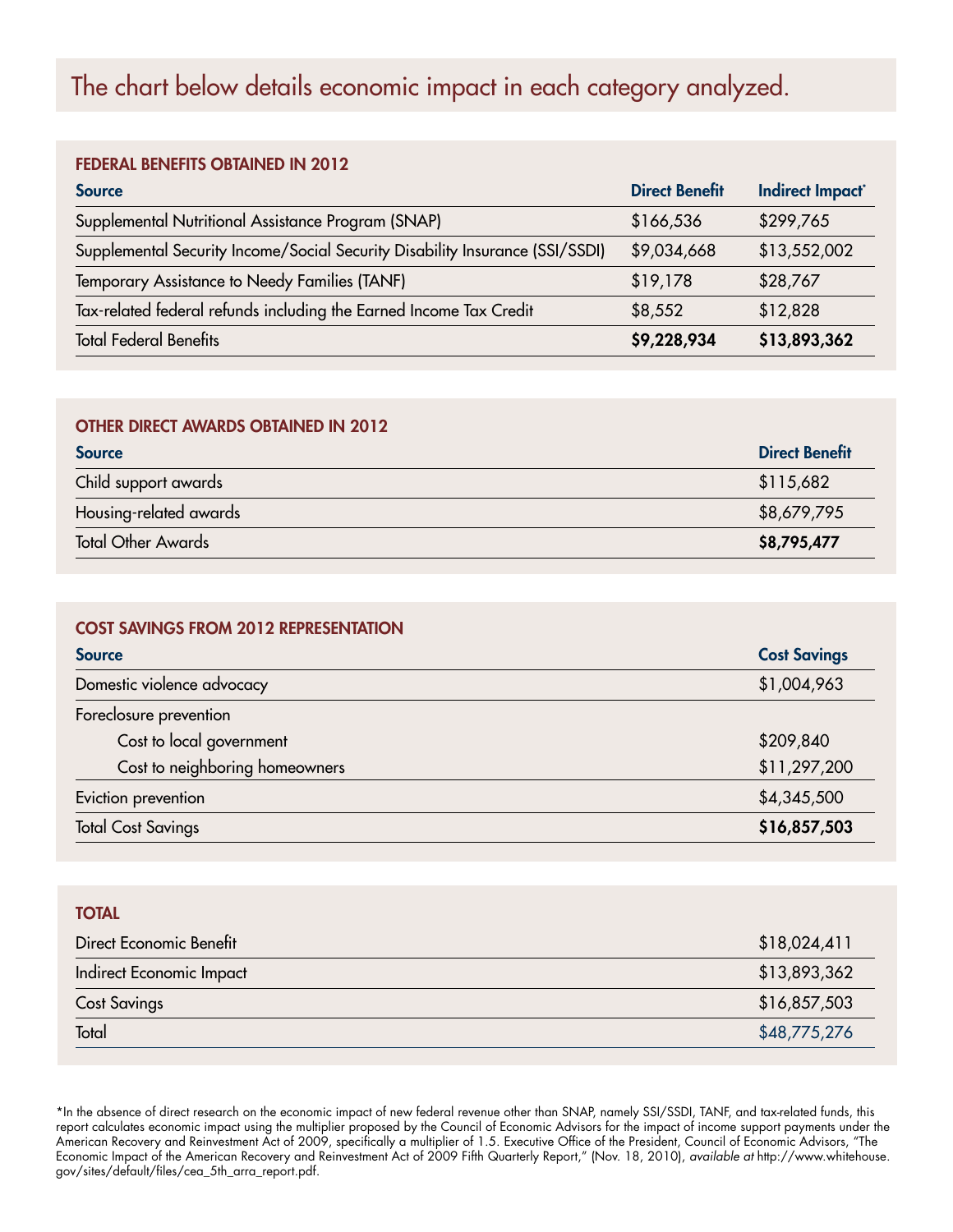# The chart below details economic impact in each category analyzed.

## FEDERAL BENEFITS OBTAINED IN 2012

| Source | Direct Benefit | Indirect Impact* |
|---|---|---|
| Supplemental Nutritional Assistance Program (SNAP) | $166,536 | $299,765 |
| Supplemental Security Income/Social Security Disability Insurance (SSI/SSDI) | $9,034,668 | $13,552,002 |
| Temporary Assistance to Needy Families (TANF) | $19,178 | $28,767 |
| Tax-related federal refunds including the Earned Income Tax Credit | $8,552 | $12,828 |
| Total Federal Benefits | **$9,228,934** | **$13,893,362** |

## OTHER DIRECT AWARDS OBTAINED IN 2012

| Source | Direct Benefit |
|---|---|
| Child support awards | $115,682 |
| Housing-related awards | $8,679,795 |
| Total Other Awards | **$8,795,477** |

## COST SAVINGS FROM 2012 REPRESENTATION

| Source | Cost Savings |
|---|---|
| Domestic violence advocacy | $1,004,963 |
| Foreclosure prevention | |
| Cost to local government | $209,840 |
| Cost to neighboring homeowners | $11,297,200 |
| Eviction prevention | $4,345,500 |
| Total Cost Savings | **$16,857,503** |

## TOTAL

| | |
|---|---|
| Direct Economic Benefit | $18,024,411 |
| Indirect Economic Impact | $13,893,362 |
| Cost Savings | $16,857,503 |
| Total | $48,775,276 |

*In the absence of direct research on the economic impact of new federal revenue other than SNAP, namely SSI/SSDI, TANF, and tax-related funds, this report calculates economic impact using the multiplier proposed by the Council of Economic Advisors for the impact of income support payments under the American Recovery and Reinvestment Act of 2009, specifically a multiplier of 1.5. Executive Office of the President, Council of Economic Advisors, "The Economic Impact of the American Recovery and Reinvestment Act of 2009 Fifth Quarterly Report," (Nov. 18, 2010), *available at* http://www.whitehouse.gov/sites/default/files/cea_5th_arra_report.pdf.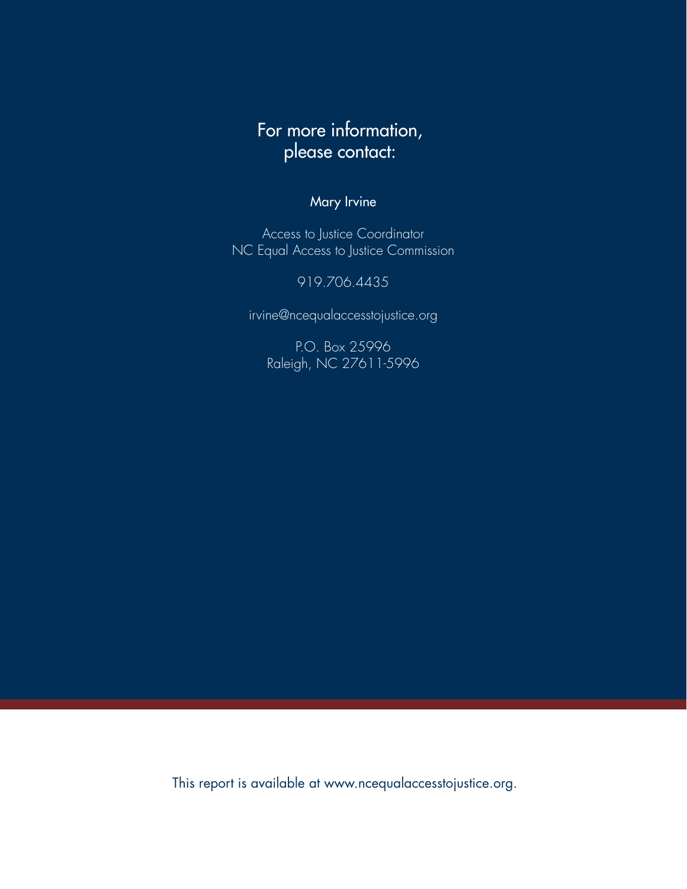## For more information, please contact:

Mary Irvine

Access to Justice Coordinator
NC Equal Access to Justice Commission

919.706.4435

irvine@ncequalaccesstojustice.org

P.O. Box 25996
Raleigh, NC 27611-5996

This report is available at www.ncequalaccesstojustice.org.